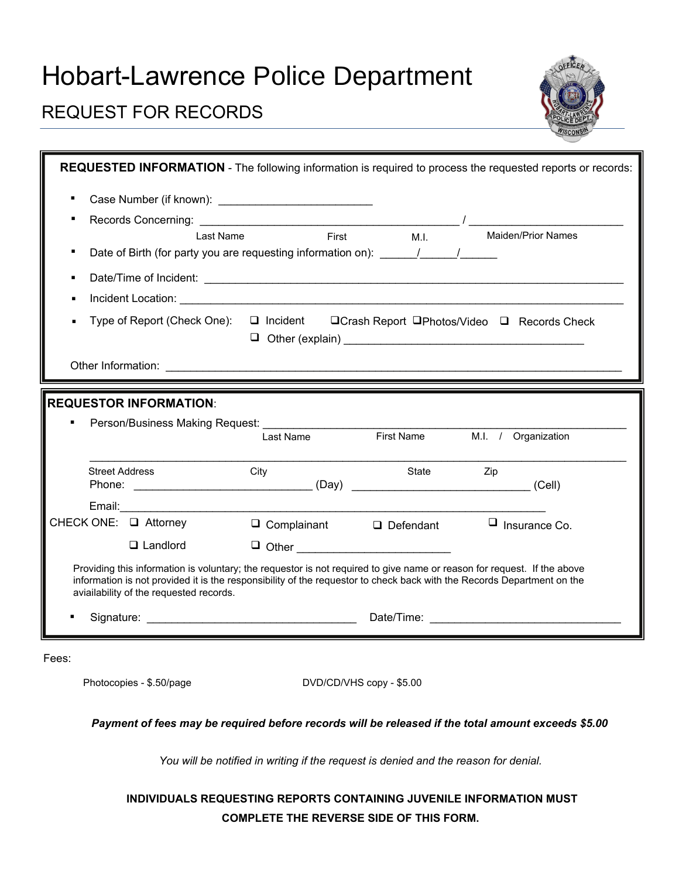# Hobart-Lawrence Police Department

## REQUEST FOR RECORDS

**REQUESTED INFORMATION** - The following information is required to process the requested reports or records:

- Case Number (if known): ________________________
- Records Concerning: ________________________________________ / ________________________
  Last Name First M.I. Maiden/Prior Names
- Date of Birth (for party you are requesting information on): ______/______/______
- Date/Time of Incident: ________________________________________________________________
- Incident Location: ________________________________________________________________
- Type of Report (Check One): ❑ Incident ❑ Crash Report ❑ Photos/Video ❑ Records Check
  ❑ Other (explain) ______________________________________

Other Information: ______________________________________________________________________

**REQUESTOR INFORMATION**:

- Person/Business Making Request: ________________________________________________________
  Last Name First Name M.I. / Organization

  ______________________________________________________________________________________
  Street Address City State Zip

  Phone: ____________________________ (Day) ____________________________ (Cell)

  Email: ______________________________________________________________________

CHECK ONE: ❑ Attorney ❑ Complainant ❑ Defendant ❑ Insurance Co.
❑ Landlord ❑ Other ________________________

Providing this information is voluntary; the requestor is not required to give name or reason for request. If the above information is not provided it is the responsibility of the requestor to check back with the Records Department on the aviailability of the requested records.

- Signature: ________________________________ Date/Time: ______________________________

Fees:

Photocopies - $.50/page

DVD/CD/VHS copy - $5.00

***Payment of fees may be required before records will be released if the total amount exceeds $5.00***

*You will be notified in writing if the request is denied and the reason for denial.*

**INDIVIDUALS REQUESTING REPORTS CONTAINING JUVENILE INFORMATION MUST COMPLETE THE REVERSE SIDE OF THIS FORM.**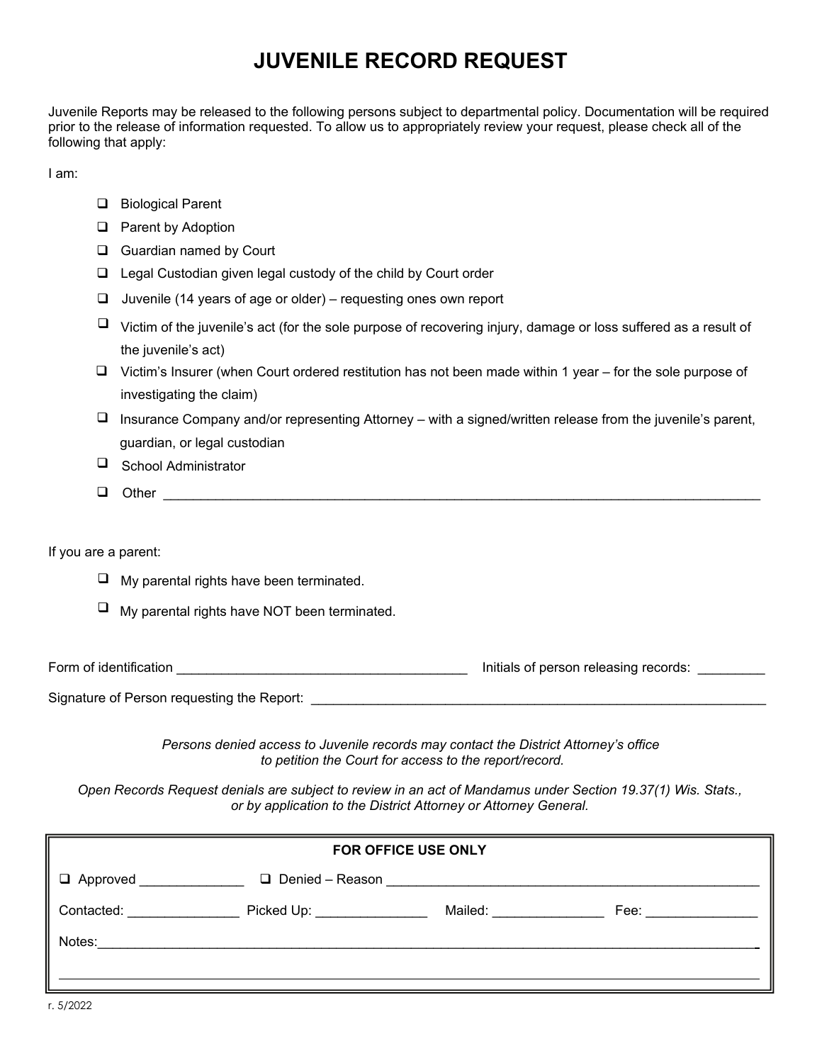# JUVENILE RECORD REQUEST

Juvenile Reports may be released to the following persons subject to departmental policy. Documentation will be required prior to the release of information requested. To allow us to appropriately review your request, please check all of the following that apply:

I am:

- ❑ Biological Parent
- ❑ Parent by Adoption
- ❑ Guardian named by Court
- ❑ Legal Custodian given legal custody of the child by Court order
- ❑ Juvenile (14 years of age or older) – requesting ones own report
- ❑ Victim of the juvenile's act (for the sole purpose of recovering injury, damage or loss suffered as a result of the juvenile's act)
- ❑ Victim's Insurer (when Court ordered restitution has not been made within 1 year – for the sole purpose of investigating the claim)
- ❑ Insurance Company and/or representing Attorney – with a signed/written release from the juvenile's parent, guardian, or legal custodian
- ❑ School Administrator
- ❑ Other ______________________________________________________________________________

If you are a parent:

- ❑ My parental rights have been terminated.
- ❑ My parental rights have NOT been terminated.

Form of identification ______________________________________ Initials of person releasing records: _________

Signature of Person requesting the Report: ___________________________________________________________

*Persons denied access to Juvenile records may contact the District Attorney's office to petition the Court for access to the report/record.*

*Open Records Request denials are subject to review in an act of Mandamus under Section 19.37(1) Wis. Stats., or by application to the District Attorney or Attorney General.*

**FOR OFFICE USE ONLY**

❑ Approved ______________ ❑ Denied – Reason ____________________________________________________

Contacted: _______________ Picked Up: _______________ Mailed: _______________ Fee: _______________

Notes:_____________________________________________________________________________________

___________________________________________________________________________________________

r. 5/2022